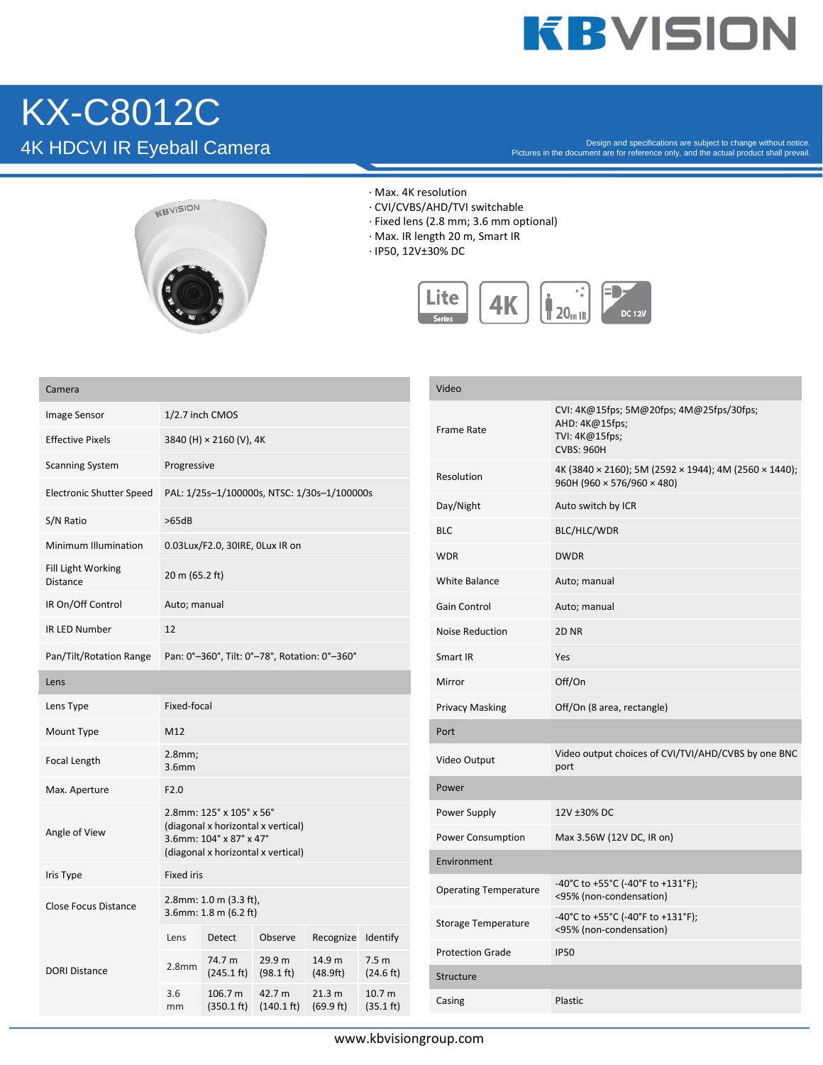# KX-C8012C

## 4K HDCVI IR Eyeball Camera

Design and specifications are subject to change without notice.
Pictures in the document are for reference only, and the actual product shall prevail.

- Max. 4K resolution
- CVI/CVBS/AHD/TVI switchable
- Fixed lens (2.8 mm; 3.6 mm optional)
- Max. IR length 20 m, Smart IR
- IP50, 12V±30% DC

| Camera | |
|---|---|
| Image Sensor | 1/2.7 inch CMOS |
| Effective Pixels | 3840 (H) × 2160 (V), 4K |
| Scanning System | Progressive |
| Electronic Shutter Speed | PAL: 1/25s–1/100000s, NTSC: 1/30s–1/100000s |
| S/N Ratio | >65dB |
| Minimum Illumination | 0.03Lux/F2.0, 30IRE, 0Lux IR on |
| Fill Light Working Distance | 20 m (65.2 ft) |
| IR On/Off Control | Auto; manual |
| IR LED Number | 12 |
| Pan/Tilt/Rotation Range | Pan: 0°–360°, Tilt: 0°–78°, Rotation: 0°–360° |
| **Lens** | |
| Lens Type | Fixed-focal |
| Mount Type | M12 |
| Focal Length | 2.8mm; 3.6mm |
| Max. Aperture | F2.0 |
| Angle of View | 2.8mm: 125° x 105° x 56° (diagonal x horizontal x vertical) 3.6mm: 104° x 87° x 47° (diagonal x horizontal x vertical) |
| Iris Type | Fixed iris |
| Close Focus Distance | 2.8mm: 1.0 m (3.3 ft), 3.6mm: 1.8 m (6.2 ft) |

| DORI Distance | | | | |
|---|---|---|---|---|
| Lens | Detect | Observe | Recognize | Identify |
| 2.8mm | 74.7 m (245.1 ft) | 29.9 m (98.1 ft) | 14.9 m (48.9ft) | 7.5 m (24.6 ft) |
| 3.6 mm | 106.7 m (350.1 ft) | 42.7 m (140.1 ft) | 21.3 m (69.9 ft) | 10.7 m (35.1 ft) |

| Video | |
|---|---|
| Frame Rate | CVI: 4K@15fps; 5M@20fps; 4M@25fps/30fps; AHD: 4K@15fps; TVI: 4K@15fps; CVBS: 960H |
| Resolution | 4K (3840 × 2160); 5M (2592 × 1944); 4M (2560 × 1440); 960H (960 × 576/960 × 480) |
| Day/Night | Auto switch by ICR |
| BLC | BLC/HLC/WDR |
| WDR | DWDR |
| White Balance | Auto; manual |
| Gain Control | Auto; manual |
| Noise Reduction | 2D NR |
| Smart IR | Yes |
| Mirror | Off/On |
| Privacy Masking | Off/On (8 area, rectangle) |
| **Port** | |
| Video Output | Video output choices of CVI/TVI/AHD/CVBS by one BNC port |
| **Power** | |
| Power Supply | 12V ±30% DC |
| Power Consumption | Max 3.56W (12V DC, IR on) |
| **Environment** | |
| Operating Temperature | -40°C to +55°C (-40°F to +131°F); <95% (non-condensation) |
| Storage Temperature | -40°C to +55°C (-40°F to +131°F); <95% (non-condensation) |
| Protection Grade | IP50 |
| **Structure** | |
| Casing | Plastic |

www.kbvisiongroup.com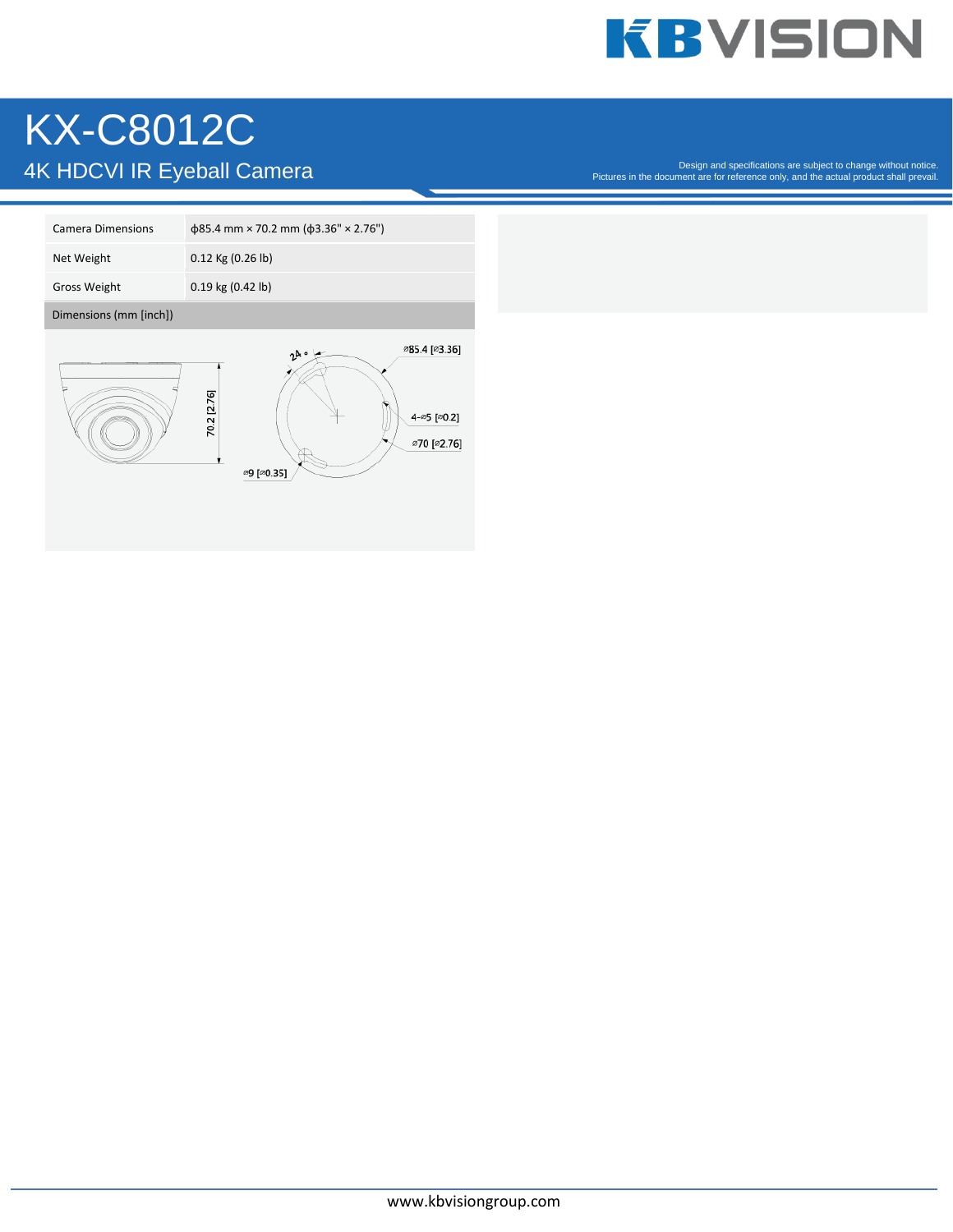# KX-C8012C

## 4K HDCVI IR Eyeball Camera

Design and specifications are subject to change without notice.
Pictures in the document are for reference only, and the actual product shall prevail.

| | |
|---|---|
| Camera Dimensions | ϕ85.4 mm × 70.2 mm (ϕ3.36" × 2.76") |
| Net Weight | 0.12 Kg (0.26 lb) |
| Gross Weight | 0.19 kg (0.42 lb) |

Dimensions (mm [inch])

70.2 [2.76]

24 °

⌀85.4 [⌀3.36]

4-⌀5 [⌀0.2]

⌀70 [⌀2.76]

⌀9 [⌀0.35]

www.kbvisiongroup.com